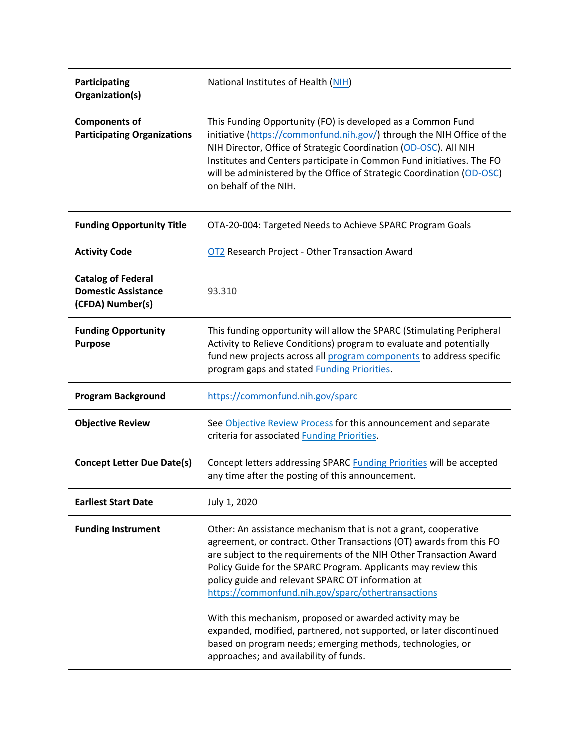| | |
|---|---|
| **Participating Organization(s)** | National Institutes of Health (NIH) |
| **Components of Participating Organizations** | This Funding Opportunity (FO) is developed as a Common Fund initiative (https://commonfund.nih.gov/) through the NIH Office of the NIH Director, Office of Strategic Coordination (OD-OSC). All NIH Institutes and Centers participate in Common Fund initiatives. The FO will be administered by the Office of Strategic Coordination (OD-OSC) on behalf of the NIH. |
| **Funding Opportunity Title** | OTA-20-004: Targeted Needs to Achieve SPARC Program Goals |
| **Activity Code** | OT2 Research Project - Other Transaction Award |
| **Catalog of Federal Domestic Assistance (CFDA) Number(s)** | 93.310 |
| **Funding Opportunity Purpose** | This funding opportunity will allow the SPARC (Stimulating Peripheral Activity to Relieve Conditions) program to evaluate and potentially fund new projects across all program components to address specific program gaps and stated Funding Priorities. |
| **Program Background** | https://commonfund.nih.gov/sparc |
| **Objective Review** | See Objective Review Process for this announcement and separate criteria for associated Funding Priorities. |
| **Concept Letter Due Date(s)** | Concept letters addressing SPARC Funding Priorities will be accepted any time after the posting of this announcement. |
| **Earliest Start Date** | July 1, 2020 |
| **Funding Instrument** | Other: An assistance mechanism that is not a grant, cooperative agreement, or contract. Other Transactions (OT) awards from this FO are subject to the requirements of the NIH Other Transaction Award Policy Guide for the SPARC Program. Applicants may review this policy guide and relevant SPARC OT information at https://commonfund.nih.gov/sparc/othertransactions<br><br>With this mechanism, proposed or awarded activity may be expanded, modified, partnered, not supported, or later discontinued based on program needs; emerging methods, technologies, or approaches; and availability of funds. |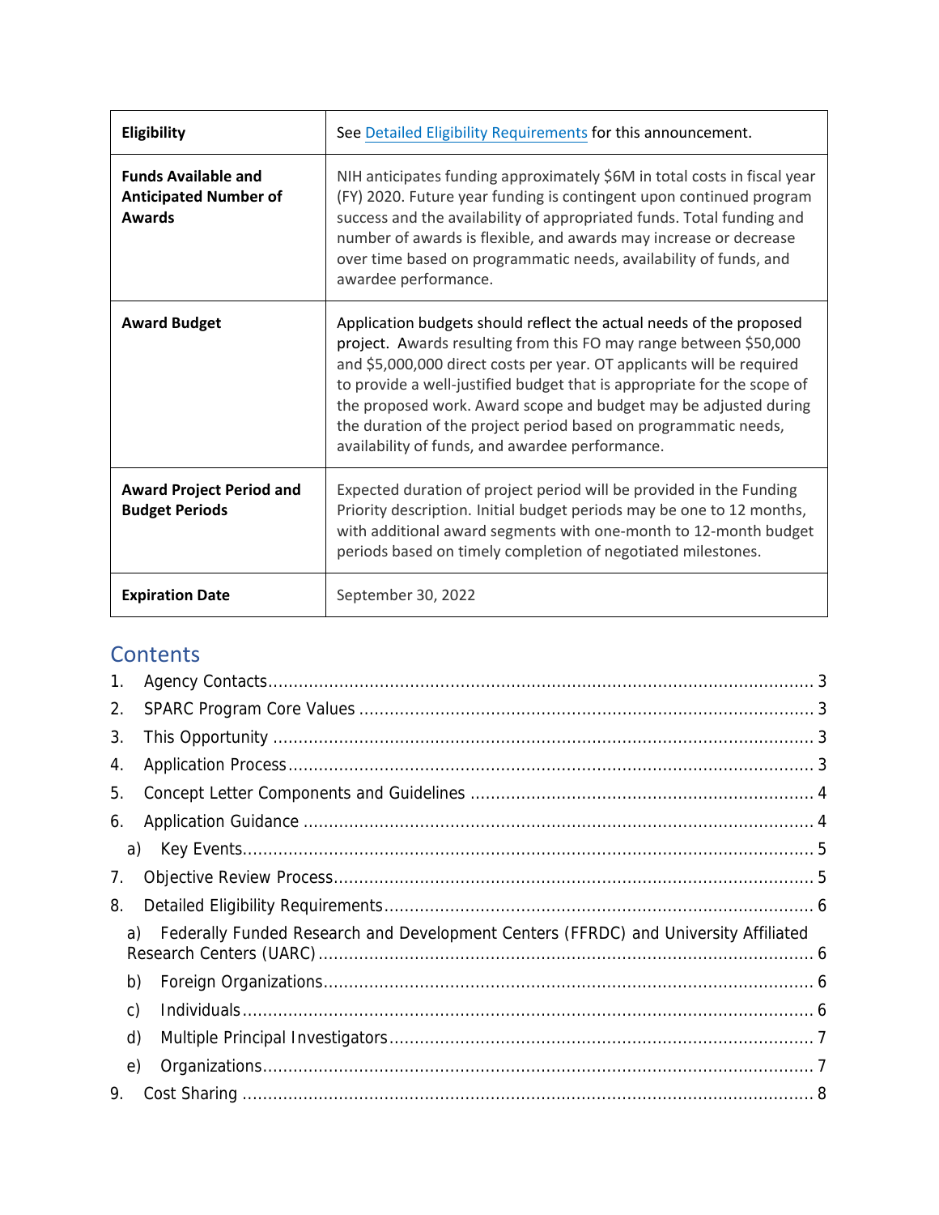| | |
|---|---|
| **Eligibility** | See Detailed Eligibility Requirements for this announcement. |
| **Funds Available and Anticipated Number of Awards** | NIH anticipates funding approximately $6M in total costs in fiscal year (FY) 2020. Future year funding is contingent upon continued program success and the availability of appropriated funds. Total funding and number of awards is flexible, and awards may increase or decrease over time based on programmatic needs, availability of funds, and awardee performance. |
| **Award Budget** | Application budgets should reflect the actual needs of the proposed project. Awards resulting from this FO may range between $50,000 and $5,000,000 direct costs per year. OT applicants will be required to provide a well-justified budget that is appropriate for the scope of the proposed work. Award scope and budget may be adjusted during the duration of the project period based on programmatic needs, availability of funds, and awardee performance. |
| **Award Project Period and Budget Periods** | Expected duration of project period will be provided in the Funding Priority description. Initial budget periods may be one to 12 months, with additional award segments with one-month to 12-month budget periods based on timely completion of negotiated milestones. |
| **Expiration Date** | September 30, 2022 |

## Contents

1. Agency Contacts ........ 3
2. SPARC Program Core Values ........ 3
3. This Opportunity ........ 3
4. Application Process ........ 3
5. Concept Letter Components and Guidelines ........ 4
6. Application Guidance ........ 4
   - a) Key Events ........ 5
7. Objective Review Process ........ 5
8. Detailed Eligibility Requirements ........ 6
   - a) Federally Funded Research and Development Centers (FFRDC) and University Affiliated Research Centers (UARC) ........ 6
   - b) Foreign Organizations ........ 6
   - c) Individuals ........ 6
   - d) Multiple Principal Investigators ........ 7
   - e) Organizations ........ 7
9. Cost Sharing ........ 8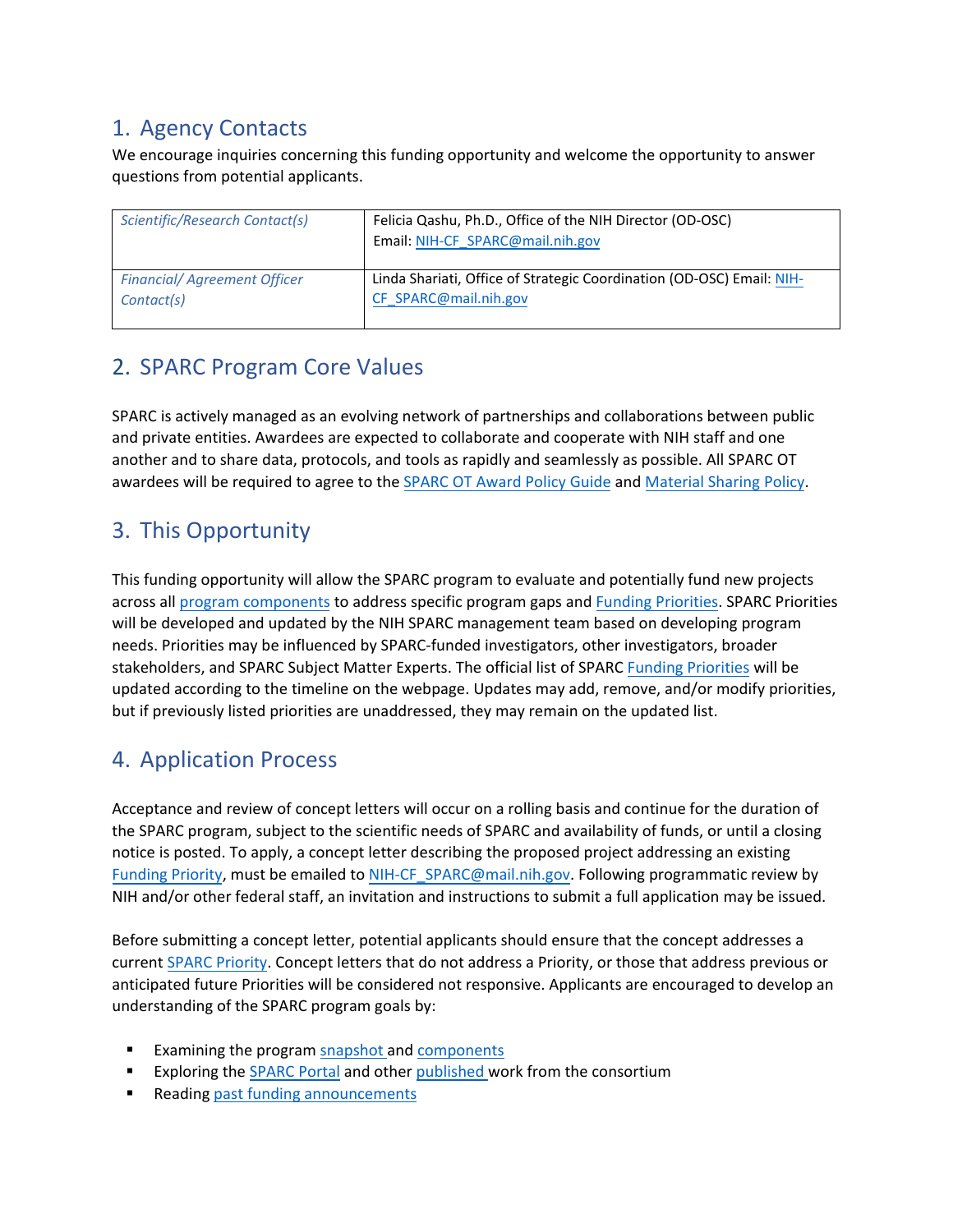## 1. Agency Contacts

We encourage inquiries concerning this funding opportunity and welcome the opportunity to answer questions from potential applicants.

| | |
|---|---|
| *Scientific/Research Contact(s)* | Felicia Qashu, Ph.D., Office of the NIH Director (OD-OSC) Email: NIH-CF_SPARC@mail.nih.gov |
| *Financial/ Agreement Officer Contact(s)* | Linda Shariati, Office of Strategic Coordination (OD-OSC) Email: NIH-CF_SPARC@mail.nih.gov |

## 2. SPARC Program Core Values

SPARC is actively managed as an evolving network of partnerships and collaborations between public and private entities. Awardees are expected to collaborate and cooperate with NIH staff and one another and to share data, protocols, and tools as rapidly and seamlessly as possible. All SPARC OT awardees will be required to agree to the SPARC OT Award Policy Guide and Material Sharing Policy.

## 3. This Opportunity

This funding opportunity will allow the SPARC program to evaluate and potentially fund new projects across all program components to address specific program gaps and Funding Priorities. SPARC Priorities will be developed and updated by the NIH SPARC management team based on developing program needs. Priorities may be influenced by SPARC-funded investigators, other investigators, broader stakeholders, and SPARC Subject Matter Experts. The official list of SPARC Funding Priorities will be updated according to the timeline on the webpage. Updates may add, remove, and/or modify priorities, but if previously listed priorities are unaddressed, they may remain on the updated list.

## 4. Application Process

Acceptance and review of concept letters will occur on a rolling basis and continue for the duration of the SPARC program, subject to the scientific needs of SPARC and availability of funds, or until a closing notice is posted. To apply, a concept letter describing the proposed project addressing an existing Funding Priority, must be emailed to NIH-CF_SPARC@mail.nih.gov. Following programmatic review by NIH and/or other federal staff, an invitation and instructions to submit a full application may be issued.

Before submitting a concept letter, potential applicants should ensure that the concept addresses a current SPARC Priority. Concept letters that do not address a Priority, or those that address previous or anticipated future Priorities will be considered not responsive. Applicants are encouraged to develop an understanding of the SPARC program goals by:

- Examining the program snapshot and components
- Exploring the SPARC Portal and other published work from the consortium
- Reading past funding announcements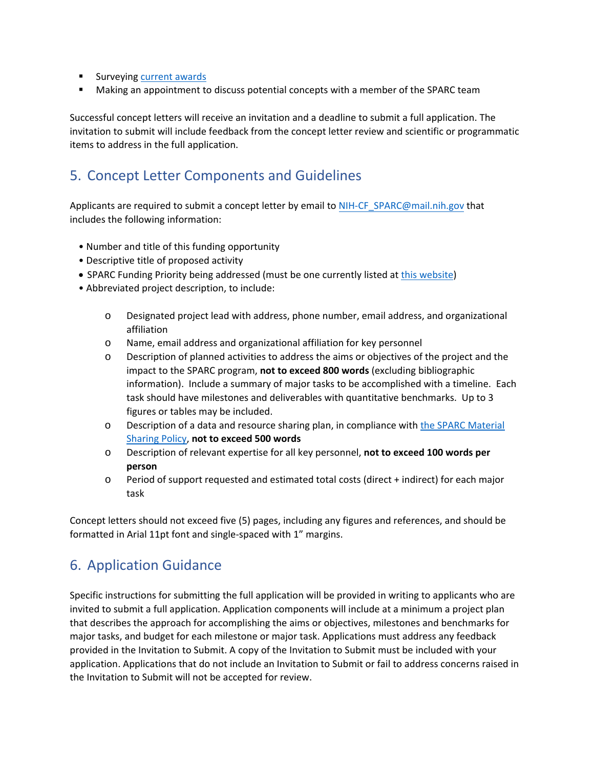- Surveying current awards
- Making an appointment to discuss potential concepts with a member of the SPARC team

Successful concept letters will receive an invitation and a deadline to submit a full application. The invitation to submit will include feedback from the concept letter review and scientific or programmatic items to address in the full application.

## 5. Concept Letter Components and Guidelines

Applicants are required to submit a concept letter by email to NIH-CF_SPARC@mail.nih.gov that includes the following information:

- Number and title of this funding opportunity
- Descriptive title of proposed activity
- SPARC Funding Priority being addressed (must be one currently listed at this website)
- Abbreviated project description, to include:
    - Designated project lead with address, phone number, email address, and organizational affiliation
    - Name, email address and organizational affiliation for key personnel
    - Description of planned activities to address the aims or objectives of the project and the impact to the SPARC program, **not to exceed 800 words** (excluding bibliographic information). Include a summary of major tasks to be accomplished with a timeline. Each task should have milestones and deliverables with quantitative benchmarks. Up to 3 figures or tables may be included.
    - Description of a data and resource sharing plan, in compliance with the SPARC Material Sharing Policy, **not to exceed 500 words**
    - Description of relevant expertise for all key personnel, **not to exceed 100 words per person**
    - Period of support requested and estimated total costs (direct + indirect) for each major task

Concept letters should not exceed five (5) pages, including any figures and references, and should be formatted in Arial 11pt font and single-spaced with 1" margins.

## 6. Application Guidance

Specific instructions for submitting the full application will be provided in writing to applicants who are invited to submit a full application. Application components will include at a minimum a project plan that describes the approach for accomplishing the aims or objectives, milestones and benchmarks for major tasks, and budget for each milestone or major task. Applications must address any feedback provided in the Invitation to Submit. A copy of the Invitation to Submit must be included with your application. Applications that do not include an Invitation to Submit or fail to address concerns raised in the Invitation to Submit will not be accepted for review.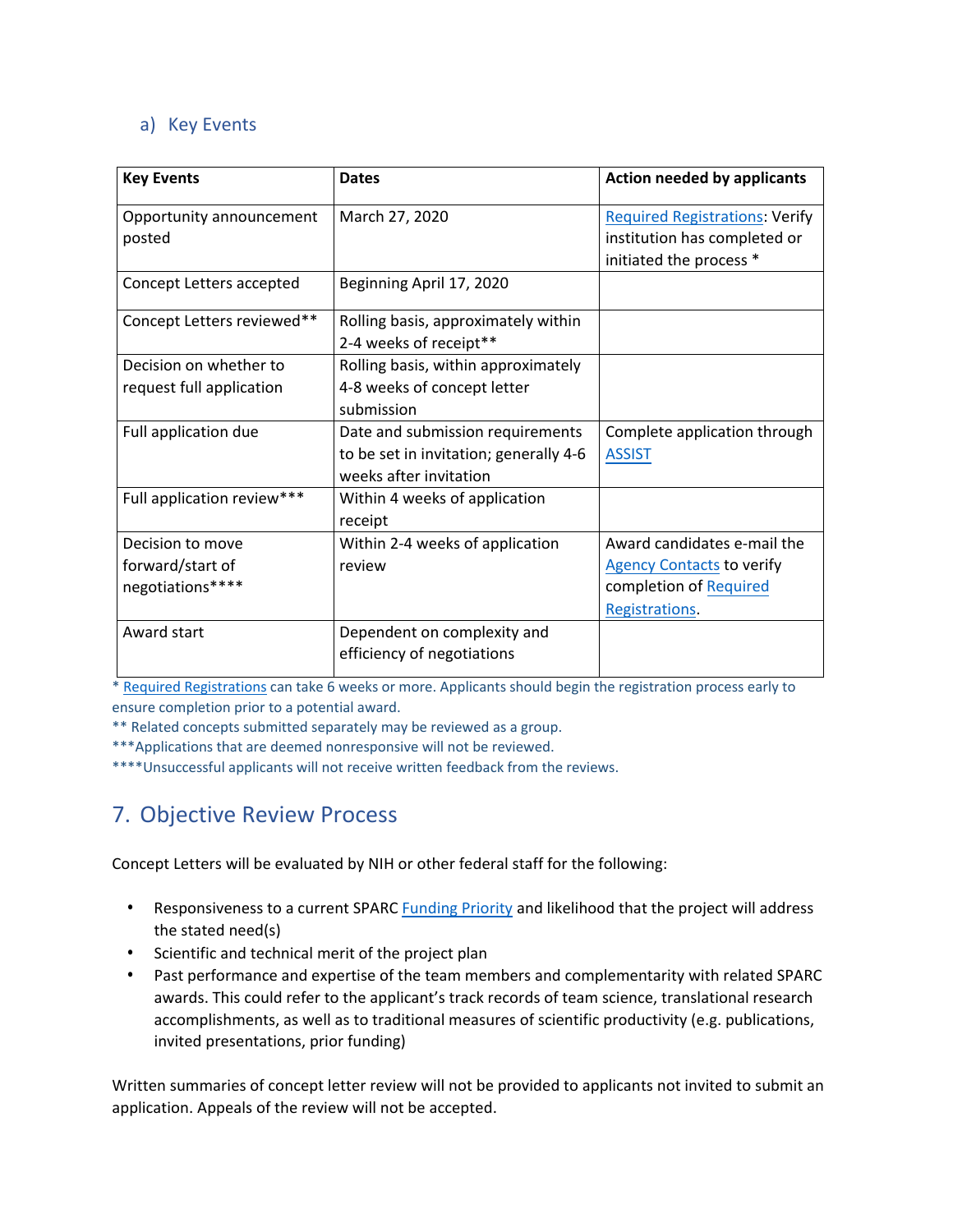### a) Key Events

| Key Events | Dates | Action needed by applicants |
| --- | --- | --- |
| Opportunity announcement posted | March 27, 2020 | Required Registrations: Verify institution has completed or initiated the process * |
| Concept Letters accepted | Beginning April 17, 2020 | |
| Concept Letters reviewed** | Rolling basis, approximately within 2-4 weeks of receipt** | |
| Decision on whether to request full application | Rolling basis, within approximately 4-8 weeks of concept letter submission | |
| Full application due | Date and submission requirements to be set in invitation; generally 4-6 weeks after invitation | Complete application through ASSIST |
| Full application review*** | Within 4 weeks of application receipt | |
| Decision to move forward/start of negotiations**** | Within 2-4 weeks of application review | Award candidates e-mail the Agency Contacts to verify completion of Required Registrations. |
| Award start | Dependent on complexity and efficiency of negotiations | |

* Required Registrations can take 6 weeks or more. Applicants should begin the registration process early to ensure completion prior to a potential award.
** Related concepts submitted separately may be reviewed as a group.
***Applications that are deemed nonresponsive will not be reviewed.
****Unsuccessful applicants will not receive written feedback from the reviews.

## 7. Objective Review Process

Concept Letters will be evaluated by NIH or other federal staff for the following:

- Responsiveness to a current SPARC Funding Priority and likelihood that the project will address the stated need(s)
- Scientific and technical merit of the project plan
- Past performance and expertise of the team members and complementarity with related SPARC awards. This could refer to the applicant's track records of team science, translational research accomplishments, as well as to traditional measures of scientific productivity (e.g. publications, invited presentations, prior funding)

Written summaries of concept letter review will not be provided to applicants not invited to submit an application. Appeals of the review will not be accepted.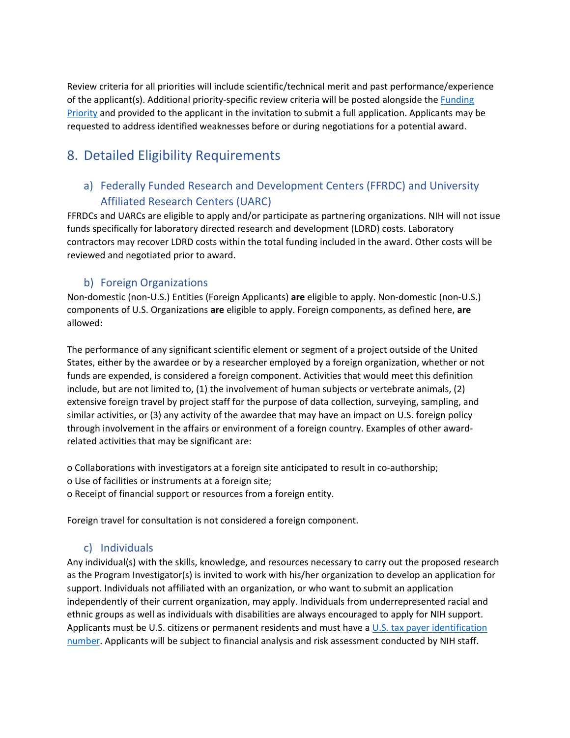Review criteria for all priorities will include scientific/technical merit and past performance/experience of the applicant(s). Additional priority-specific review criteria will be posted alongside the [Funding Priority](#) and provided to the applicant in the invitation to submit a full application. Applicants may be requested to address identified weaknesses before or during negotiations for a potential award.

## 8. Detailed Eligibility Requirements

### a) Federally Funded Research and Development Centers (FFRDC) and University Affiliated Research Centers (UARC)

FFRDCs and UARCs are eligible to apply and/or participate as partnering organizations. NIH will not issue funds specifically for laboratory directed research and development (LDRD) costs. Laboratory contractors may recover LDRD costs within the total funding included in the award. Other costs will be reviewed and negotiated prior to award.

### b) Foreign Organizations

Non-domestic (non-U.S.) Entities (Foreign Applicants) **are** eligible to apply. Non-domestic (non-U.S.) components of U.S. Organizations **are** eligible to apply. Foreign components, as defined here, **are** allowed:

The performance of any significant scientific element or segment of a project outside of the United States, either by the awardee or by a researcher employed by a foreign organization, whether or not funds are expended, is considered a foreign component. Activities that would meet this definition include, but are not limited to, (1) the involvement of human subjects or vertebrate animals, (2) extensive foreign travel by project staff for the purpose of data collection, surveying, sampling, and similar activities, or (3) any activity of the awardee that may have an impact on U.S. foreign policy through involvement in the affairs or environment of a foreign country. Examples of other award-related activities that may be significant are:

- Collaborations with investigators at a foreign site anticipated to result in co-authorship;
- Use of facilities or instruments at a foreign site;
- Receipt of financial support or resources from a foreign entity.

Foreign travel for consultation is not considered a foreign component.

### c) Individuals

Any individual(s) with the skills, knowledge, and resources necessary to carry out the proposed research as the Program Investigator(s) is invited to work with his/her organization to develop an application for support. Individuals not affiliated with an organization, or who want to submit an application independently of their current organization, may apply. Individuals from underrepresented racial and ethnic groups as well as individuals with disabilities are always encouraged to apply for NIH support. Applicants must be U.S. citizens or permanent residents and must have a [U.S. tax payer identification number](#). Applicants will be subject to financial analysis and risk assessment conducted by NIH staff.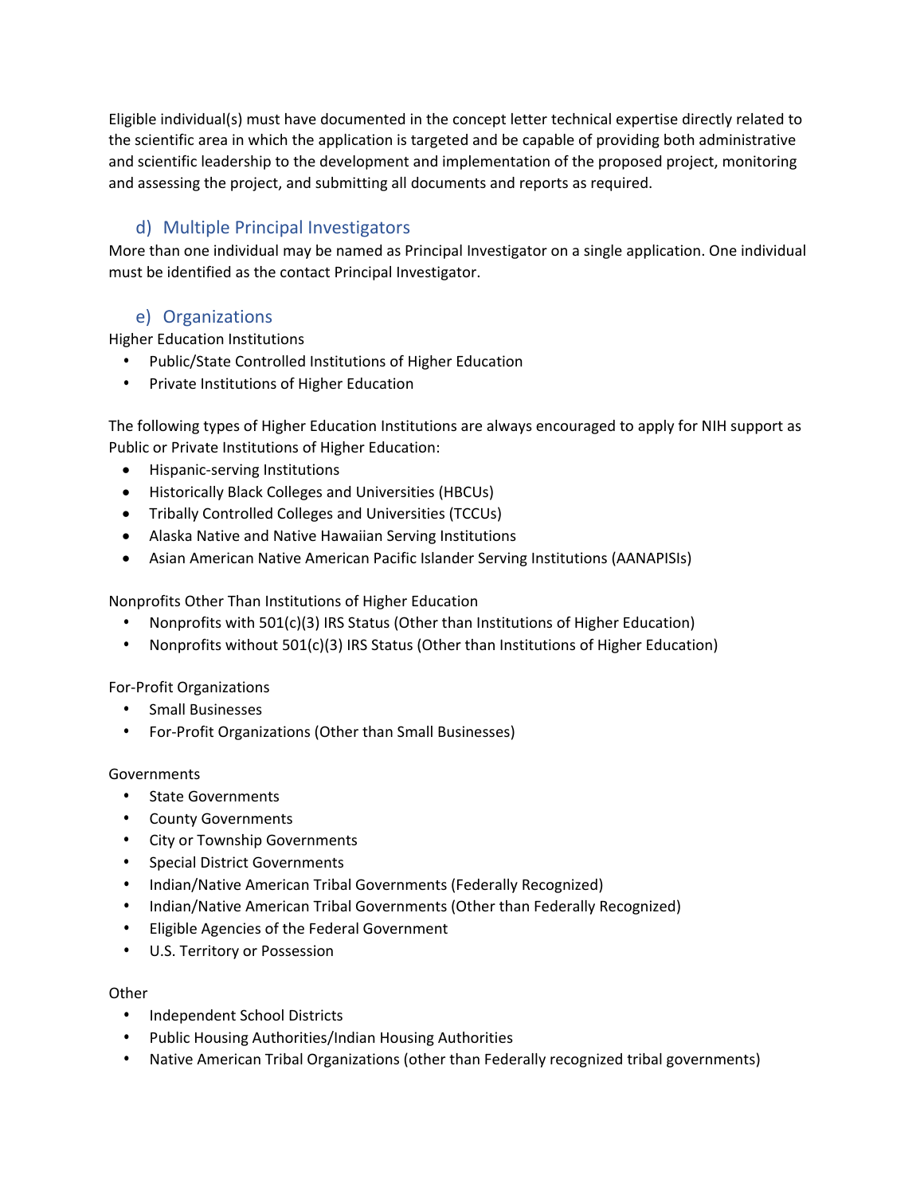Eligible individual(s) must have documented in the concept letter technical expertise directly related to the scientific area in which the application is targeted and be capable of providing both administrative and scientific leadership to the development and implementation of the proposed project, monitoring and assessing the project, and submitting all documents and reports as required.

### d) Multiple Principal Investigators

More than one individual may be named as Principal Investigator on a single application. One individual must be identified as the contact Principal Investigator.

### e) Organizations

Higher Education Institutions

- Public/State Controlled Institutions of Higher Education
- Private Institutions of Higher Education

The following types of Higher Education Institutions are always encouraged to apply for NIH support as Public or Private Institutions of Higher Education:

- Hispanic-serving Institutions
- Historically Black Colleges and Universities (HBCUs)
- Tribally Controlled Colleges and Universities (TCCUs)
- Alaska Native and Native Hawaiian Serving Institutions
- Asian American Native American Pacific Islander Serving Institutions (AANAPISIs)

Nonprofits Other Than Institutions of Higher Education

- Nonprofits with 501(c)(3) IRS Status (Other than Institutions of Higher Education)
- Nonprofits without 501(c)(3) IRS Status (Other than Institutions of Higher Education)

For-Profit Organizations

- Small Businesses
- For-Profit Organizations (Other than Small Businesses)

Governments

- State Governments
- County Governments
- City or Township Governments
- Special District Governments
- Indian/Native American Tribal Governments (Federally Recognized)
- Indian/Native American Tribal Governments (Other than Federally Recognized)
- Eligible Agencies of the Federal Government
- U.S. Territory or Possession

Other

- Independent School Districts
- Public Housing Authorities/Indian Housing Authorities
- Native American Tribal Organizations (other than Federally recognized tribal governments)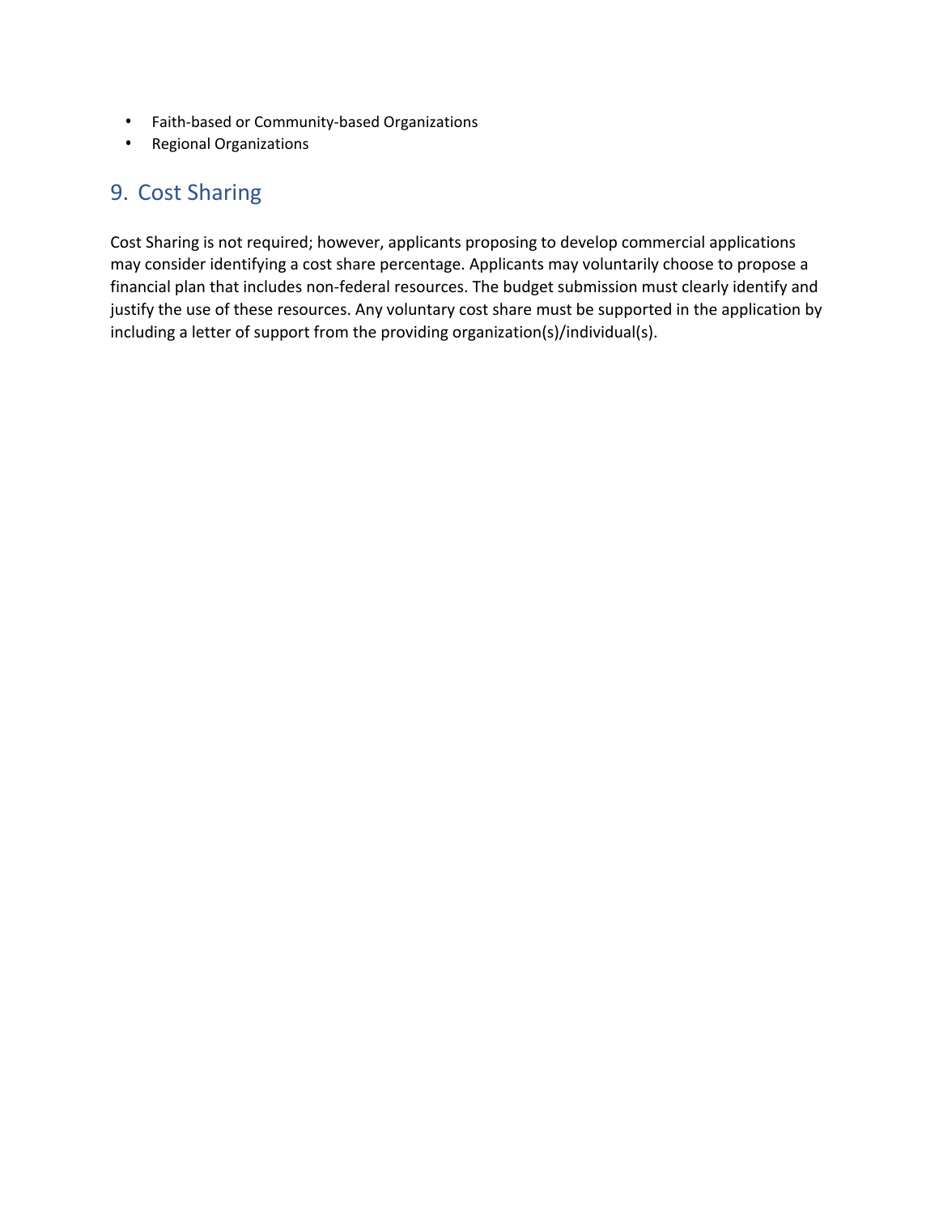- Faith-based or Community-based Organizations
- Regional Organizations

## 9. Cost Sharing

Cost Sharing is not required; however, applicants proposing to develop commercial applications may consider identifying a cost share percentage. Applicants may voluntarily choose to propose a financial plan that includes non-federal resources. The budget submission must clearly identify and justify the use of these resources. Any voluntary cost share must be supported in the application by including a letter of support from the providing organization(s)/individual(s).